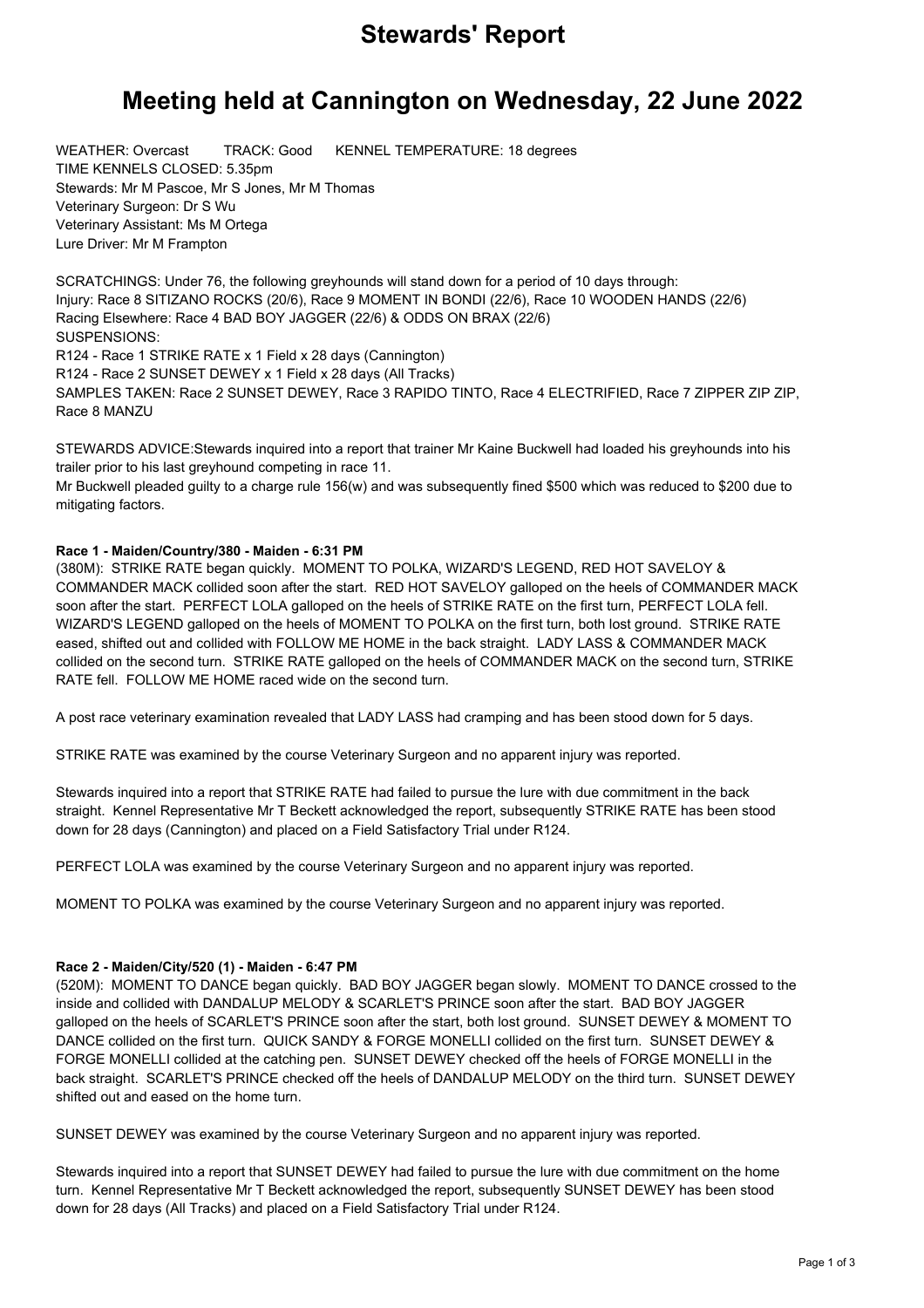# Stewards' Report

## Meeting held at Cannington on Wednesday, 22 June 2022

WEATHER: Overcast TRACK: Good KENNEL TEMPERATURE: 18 degrees
TIME KENNELS CLOSED: 5.35pm
Stewards: Mr M Pascoe, Mr S Jones, Mr M Thomas
Veterinary Surgeon: Dr S Wu
Veterinary Assistant: Ms M Ortega
Lure Driver: Mr M Frampton

SCRATCHINGS: Under 76, the following greyhounds will stand down for a period of 10 days through:
Injury: Race 8 SITIZANO ROCKS (20/6), Race 9 MOMENT IN BONDI (22/6), Race 10 WOODEN HANDS (22/6)
Racing Elsewhere: Race 4 BAD BOY JAGGER (22/6) & ODDS ON BRAX (22/6)
SUSPENSIONS:
R124 - Race 1 STRIKE RATE x 1 Field x 28 days (Cannington)
R124 - Race 2 SUNSET DEWEY x 1 Field x 28 days (All Tracks)
SAMPLES TAKEN: Race 2 SUNSET DEWEY, Race 3 RAPIDO TINTO, Race 4 ELECTRIFIED, Race 7 ZIPPER ZIP ZIP, Race 8 MANZU

STEWARDS ADVICE:Stewards inquired into a report that trainer Mr Kaine Buckwell had loaded his greyhounds into his trailer prior to his last greyhound competing in race 11.
Mr Buckwell pleaded guilty to a charge rule 156(w) and was subsequently fined $500 which was reduced to $200 due to mitigating factors.

**Race 1 - Maiden/Country/380 - Maiden - 6:31 PM**

(380M): STRIKE RATE began quickly. MOMENT TO POLKA, WIZARD'S LEGEND, RED HOT SAVELOY & COMMANDER MACK collided soon after the start. RED HOT SAVELOY galloped on the heels of COMMANDER MACK soon after the start. PERFECT LOLA galloped on the heels of STRIKE RATE on the first turn, PERFECT LOLA fell. WIZARD'S LEGEND galloped on the heels of MOMENT TO POLKA on the first turn, both lost ground. STRIKE RATE eased, shifted out and collided with FOLLOW ME HOME in the back straight. LADY LASS & COMMANDER MACK collided on the second turn. STRIKE RATE galloped on the heels of COMMANDER MACK on the second turn, STRIKE RATE fell. FOLLOW ME HOME raced wide on the second turn.

A post race veterinary examination revealed that LADY LASS had cramping and has been stood down for 5 days.

STRIKE RATE was examined by the course Veterinary Surgeon and no apparent injury was reported.

Stewards inquired into a report that STRIKE RATE had failed to pursue the lure with due commitment in the back straight. Kennel Representative Mr T Beckett acknowledged the report, subsequently STRIKE RATE has been stood down for 28 days (Cannington) and placed on a Field Satisfactory Trial under R124.

PERFECT LOLA was examined by the course Veterinary Surgeon and no apparent injury was reported.

MOMENT TO POLKA was examined by the course Veterinary Surgeon and no apparent injury was reported.

**Race 2 - Maiden/City/520 (1) - Maiden - 6:47 PM**

(520M): MOMENT TO DANCE began quickly. BAD BOY JAGGER began slowly. MOMENT TO DANCE crossed to the inside and collided with DANDALUP MELODY & SCARLET'S PRINCE soon after the start. BAD BOY JAGGER galloped on the heels of SCARLET'S PRINCE soon after the start, both lost ground. SUNSET DEWEY & MOMENT TO DANCE collided on the first turn. QUICK SANDY & FORGE MONELLI collided on the first turn. SUNSET DEWEY & FORGE MONELLI collided at the catching pen. SUNSET DEWEY checked off the heels of FORGE MONELLI in the back straight. SCARLET'S PRINCE checked off the heels of DANDALUP MELODY on the third turn. SUNSET DEWEY shifted out and eased on the home turn.

SUNSET DEWEY was examined by the course Veterinary Surgeon and no apparent injury was reported.

Stewards inquired into a report that SUNSET DEWEY had failed to pursue the lure with due commitment on the home turn. Kennel Representative Mr T Beckett acknowledged the report, subsequently SUNSET DEWEY has been stood down for 28 days (All Tracks) and placed on a Field Satisfactory Trial under R124.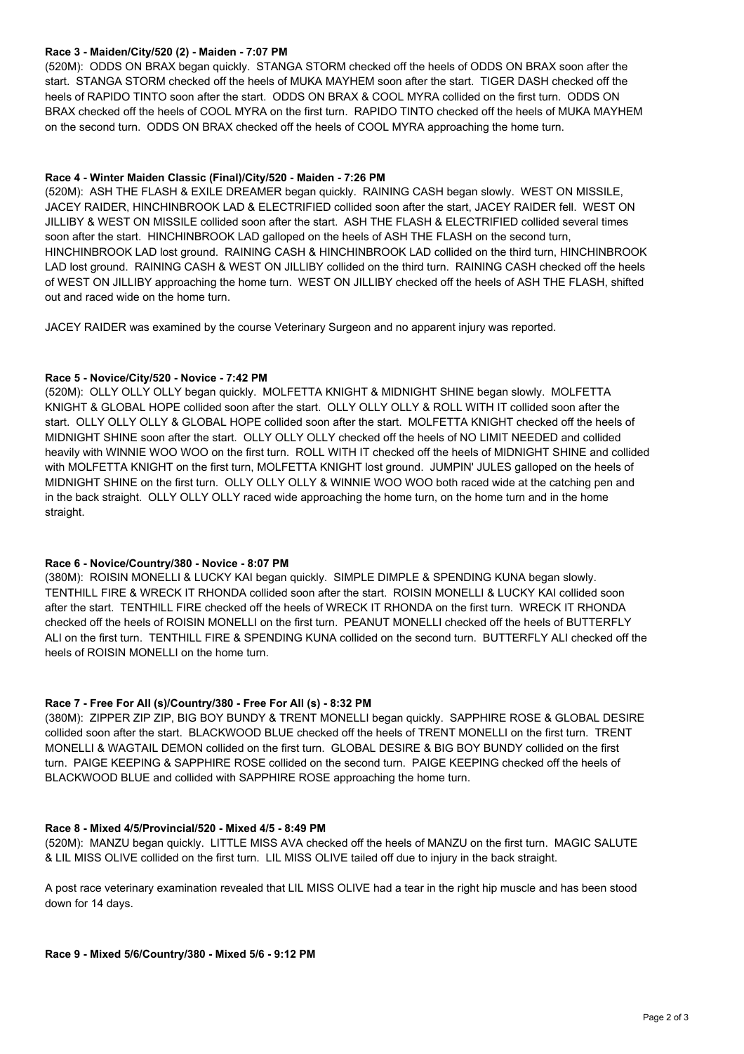**Race 3 - Maiden/City/520 (2) - Maiden - 7:07 PM**

(520M): ODDS ON BRAX began quickly. STANGA STORM checked off the heels of ODDS ON BRAX soon after the start. STANGA STORM checked off the heels of MUKA MAYHEM soon after the start. TIGER DASH checked off the heels of RAPIDO TINTO soon after the start. ODDS ON BRAX & COOL MYRA collided on the first turn. ODDS ON BRAX checked off the heels of COOL MYRA on the first turn. RAPIDO TINTO checked off the heels of MUKA MAYHEM on the second turn. ODDS ON BRAX checked off the heels of COOL MYRA approaching the home turn.

**Race 4 - Winter Maiden Classic (Final)/City/520 - Maiden - 7:26 PM**

(520M): ASH THE FLASH & EXILE DREAMER began quickly. RAINING CASH began slowly. WEST ON MISSILE, JACEY RAIDER, HINCHINBROOK LAD & ELECTRIFIED collided soon after the start, JACEY RAIDER fell. WEST ON JILLIBY & WEST ON MISSILE collided soon after the start. ASH THE FLASH & ELECTRIFIED collided several times soon after the start. HINCHINBROOK LAD galloped on the heels of ASH THE FLASH on the second turn, HINCHINBROOK LAD lost ground. RAINING CASH & HINCHINBROOK LAD collided on the third turn, HINCHINBROOK LAD lost ground. RAINING CASH & WEST ON JILLIBY collided on the third turn. RAINING CASH checked off the heels of WEST ON JILLIBY approaching the home turn. WEST ON JILLIBY checked off the heels of ASH THE FLASH, shifted out and raced wide on the home turn.

JACEY RAIDER was examined by the course Veterinary Surgeon and no apparent injury was reported.

**Race 5 - Novice/City/520 - Novice - 7:42 PM**

(520M): OLLY OLLY OLLY began quickly. MOLFETTA KNIGHT & MIDNIGHT SHINE began slowly. MOLFETTA KNIGHT & GLOBAL HOPE collided soon after the start. OLLY OLLY OLLY & ROLL WITH IT collided soon after the start. OLLY OLLY OLLY & GLOBAL HOPE collided soon after the start. MOLFETTA KNIGHT checked off the heels of MIDNIGHT SHINE soon after the start. OLLY OLLY OLLY checked off the heels of NO LIMIT NEEDED and collided heavily with WINNIE WOO WOO on the first turn. ROLL WITH IT checked off the heels of MIDNIGHT SHINE and collided with MOLFETTA KNIGHT on the first turn, MOLFETTA KNIGHT lost ground. JUMPIN' JULES galloped on the heels of MIDNIGHT SHINE on the first turn. OLLY OLLY OLLY & WINNIE WOO WOO both raced wide at the catching pen and in the back straight. OLLY OLLY OLLY raced wide approaching the home turn, on the home turn and in the home straight.

**Race 6 - Novice/Country/380 - Novice - 8:07 PM**

(380M): ROISIN MONELLI & LUCKY KAI began quickly. SIMPLE DIMPLE & SPENDING KUNA began slowly. TENTHILL FIRE & WRECK IT RHONDA collided soon after the start. ROISIN MONELLI & LUCKY KAI collided soon after the start. TENTHILL FIRE checked off the heels of WRECK IT RHONDA on the first turn. WRECK IT RHONDA checked off the heels of ROISIN MONELLI on the first turn. PEANUT MONELLI checked off the heels of BUTTERFLY ALI on the first turn. TENTHILL FIRE & SPENDING KUNA collided on the second turn. BUTTERFLY ALI checked off the heels of ROISIN MONELLI on the home turn.

**Race 7 - Free For All (s)/Country/380 - Free For All (s) - 8:32 PM**

(380M): ZIPPER ZIP ZIP, BIG BOY BUNDY & TRENT MONELLI began quickly. SAPPHIRE ROSE & GLOBAL DESIRE collided soon after the start. BLACKWOOD BLUE checked off the heels of TRENT MONELLI on the first turn. TRENT MONELLI & WAGTAIL DEMON collided on the first turn. GLOBAL DESIRE & BIG BOY BUNDY collided on the first turn. PAIGE KEEPING & SAPPHIRE ROSE collided on the second turn. PAIGE KEEPING checked off the heels of BLACKWOOD BLUE and collided with SAPPHIRE ROSE approaching the home turn.

**Race 8 - Mixed 4/5/Provincial/520 - Mixed 4/5 - 8:49 PM**

(520M): MANZU began quickly. LITTLE MISS AVA checked off the heels of MANZU on the first turn. MAGIC SALUTE & LIL MISS OLIVE collided on the first turn. LIL MISS OLIVE tailed off due to injury in the back straight.

A post race veterinary examination revealed that LIL MISS OLIVE had a tear in the right hip muscle and has been stood down for 14 days.

**Race 9 - Mixed 5/6/Country/380 - Mixed 5/6 - 9:12 PM**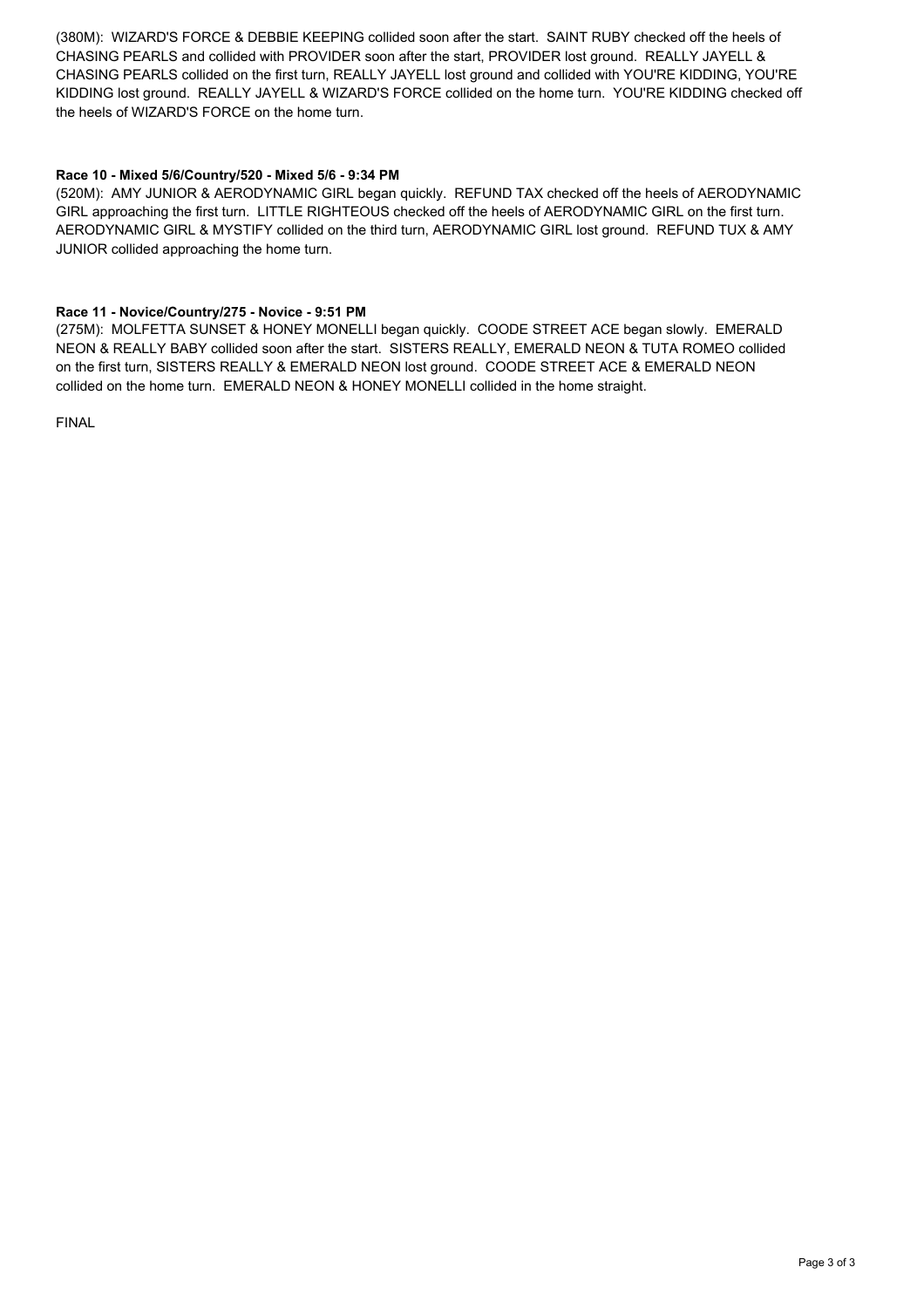(380M): WIZARD'S FORCE & DEBBIE KEEPING collided soon after the start. SAINT RUBY checked off the heels of CHASING PEARLS and collided with PROVIDER soon after the start, PROVIDER lost ground. REALLY JAYELL & CHASING PEARLS collided on the first turn, REALLY JAYELL lost ground and collided with YOU'RE KIDDING, YOU'RE KIDDING lost ground. REALLY JAYELL & WIZARD'S FORCE collided on the home turn. YOU'RE KIDDING checked off the heels of WIZARD'S FORCE on the home turn.

**Race 10 - Mixed 5/6/Country/520 - Mixed 5/6 - 9:34 PM**

(520M): AMY JUNIOR & AERODYNAMIC GIRL began quickly. REFUND TAX checked off the heels of AERODYNAMIC GIRL approaching the first turn. LITTLE RIGHTEOUS checked off the heels of AERODYNAMIC GIRL on the first turn. AERODYNAMIC GIRL & MYSTIFY collided on the third turn, AERODYNAMIC GIRL lost ground. REFUND TUX & AMY JUNIOR collided approaching the home turn.

**Race 11 - Novice/Country/275 - Novice - 9:51 PM**

(275M): MOLFETTA SUNSET & HONEY MONELLI began quickly. COODE STREET ACE began slowly. EMERALD NEON & REALLY BABY collided soon after the start. SISTERS REALLY, EMERALD NEON & TUTA ROMEO collided on the first turn, SISTERS REALLY & EMERALD NEON lost ground. COODE STREET ACE & EMERALD NEON collided on the home turn. EMERALD NEON & HONEY MONELLI collided in the home straight.

FINAL